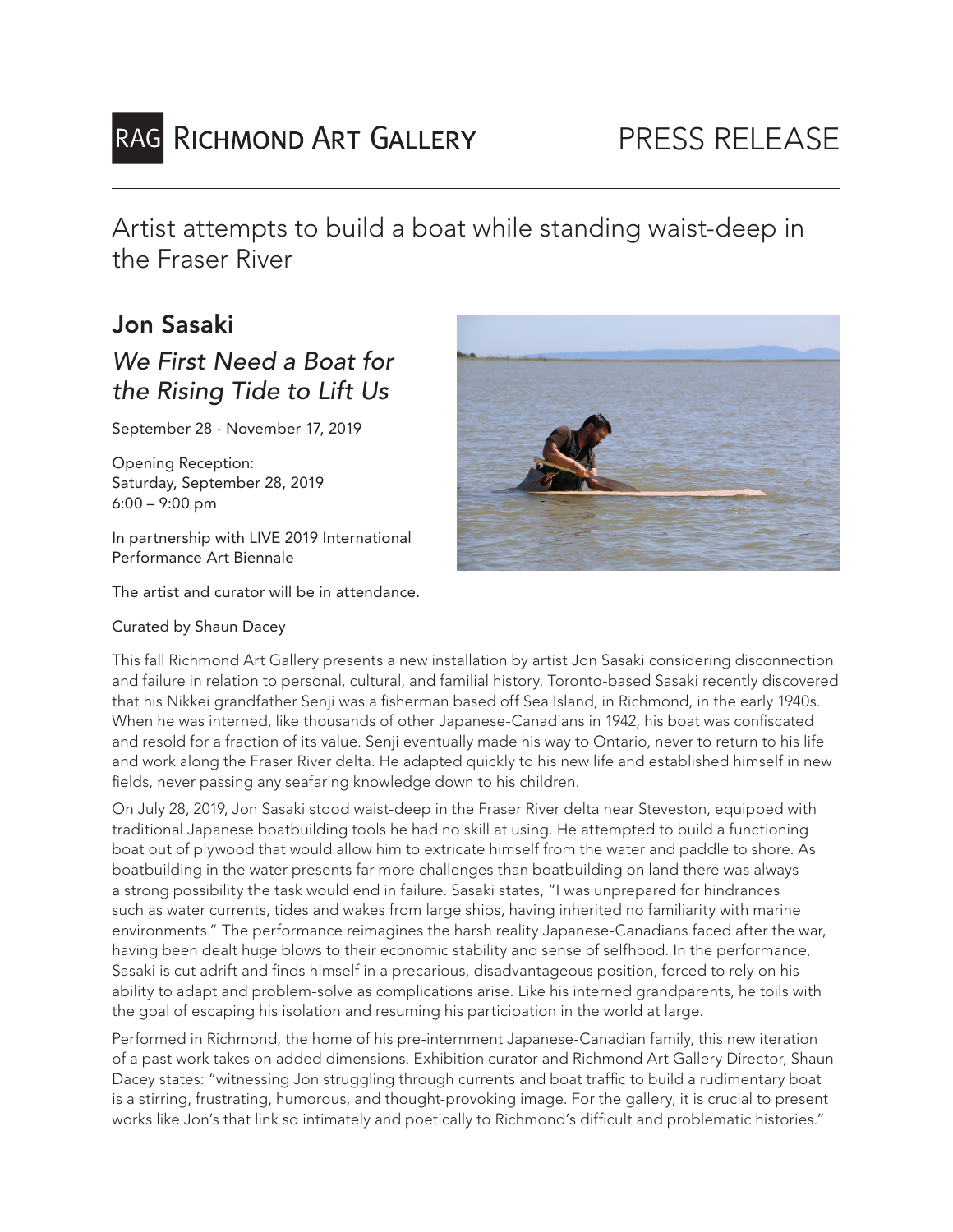RAG RICHMOND ART GALLERY

PRESS RELEASE

# Artist attempts to build a boat while standing waist-deep in the Fraser River

## Jon Sasaki

### *We First Need a Boat for the Rising Tide to Lift Us*

September 28 - November 17, 2019

Opening Reception:
Saturday, September 28, 2019
6:00 – 9:00 pm

In partnership with LIVE 2019 International Performance Art Biennale

The artist and curator will be in attendance.

Curated by Shaun Dacey

This fall Richmond Art Gallery presents a new installation by artist Jon Sasaki considering disconnection and failure in relation to personal, cultural, and familial history. Toronto-based Sasaki recently discovered that his Nikkei grandfather Senji was a fisherman based off Sea Island, in Richmond, in the early 1940s. When he was interned, like thousands of other Japanese-Canadians in 1942, his boat was confiscated and resold for a fraction of its value. Senji eventually made his way to Ontario, never to return to his life and work along the Fraser River delta. He adapted quickly to his new life and established himself in new fields, never passing any seafaring knowledge down to his children.

On July 28, 2019, Jon Sasaki stood waist-deep in the Fraser River delta near Steveston, equipped with traditional Japanese boatbuilding tools he had no skill at using. He attempted to build a functioning boat out of plywood that would allow him to extricate himself from the water and paddle to shore. As boatbuilding in the water presents far more challenges than boatbuilding on land there was always a strong possibility the task would end in failure. Sasaki states, "I was unprepared for hindrances such as water currents, tides and wakes from large ships, having inherited no familiarity with marine environments." The performance reimagines the harsh reality Japanese-Canadians faced after the war, having been dealt huge blows to their economic stability and sense of selfhood. In the performance, Sasaki is cut adrift and finds himself in a precarious, disadvantageous position, forced to rely on his ability to adapt and problem-solve as complications arise. Like his interned grandparents, he toils with the goal of escaping his isolation and resuming his participation in the world at large.

Performed in Richmond, the home of his pre-internment Japanese-Canadian family, this new iteration of a past work takes on added dimensions. Exhibition curator and Richmond Art Gallery Director, Shaun Dacey states: "witnessing Jon struggling through currents and boat traffic to build a rudimentary boat is a stirring, frustrating, humorous, and thought-provoking image. For the gallery, it is crucial to present works like Jon's that link so intimately and poetically to Richmond's difficult and problematic histories."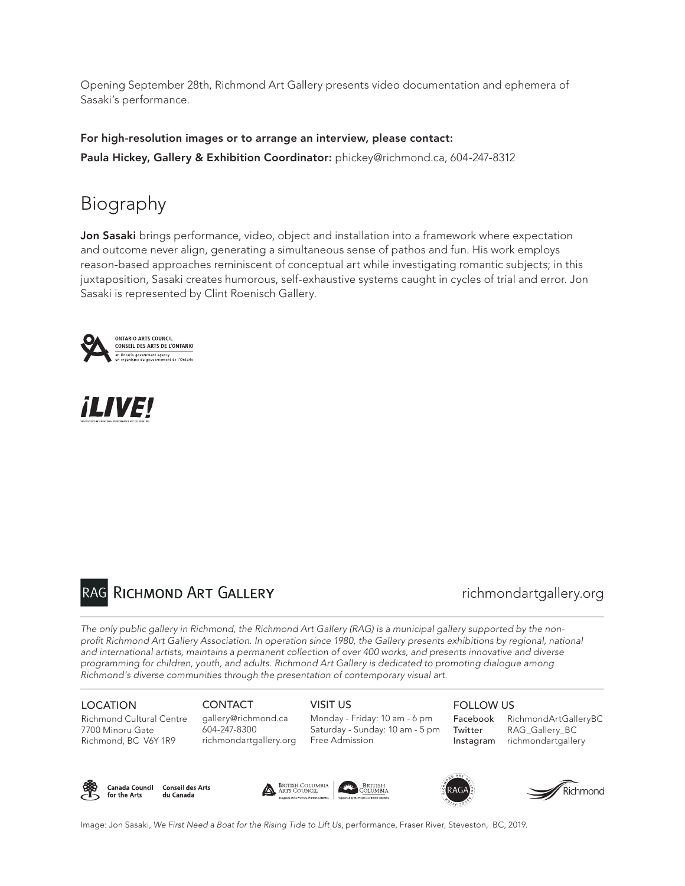Opening September 28th, Richmond Art Gallery presents video documentation and ephemera of Sasaki's performance.

**For high-resolution images or to arrange an interview, please contact:**

**Paula Hickey, Gallery & Exhibition Coordinator:** phickey@richmond.ca, 604-247-8312

# Biography

**Jon Sasaki** brings performance, video, object and installation into a framework where expectation and outcome never align, generating a simultaneous sense of pathos and fun. His work employs reason-based approaches reminiscent of conceptual art while investigating romantic subjects; in this juxtaposition, Sasaki creates humorous, self-exhaustive systems caught in cycles of trial and error. Jon Sasaki is represented by Clint Roenisch Gallery.

ONTARIO ARTS COUNCIL
CONSEIL DES ARTS DE L'ONTARIO
an Ontario government agency
un organisme du gouvernement de l'Ontario

¡LIVE!

RAG RICHMOND ART GALLERY

richmondartgallery.org

*The only public gallery in Richmond, the Richmond Art Gallery (RAG) is a municipal gallery supported by the non-profit Richmond Art Gallery Association. In operation since 1980, the Gallery presents exhibitions by regional, national and international artists, maintains a permanent collection of over 400 works, and presents innovative and diverse programming for children, youth, and adults. Richmond Art Gallery is dedicated to promoting dialogue among Richmond's diverse communities through the presentation of contemporary visual art.*

LOCATION
Richmond Cultural Centre
7700 Minoru Gate
Richmond, BC V6Y 1R9

CONTACT
gallery@richmond.ca
604-247-8300
richmondartgallery.org

VISIT US
Monday - Friday: 10 am - 6 pm
Saturday - Sunday: 10 am - 5 pm
Free Admission

FOLLOW US
Facebook RichmondArtGalleryBC
Twitter RAG_Gallery_BC
Instagram richmondartgallery

Canada Council for the Arts | Conseil des Arts du Canada | British Columbia Arts Council | British Columbia | RAGA | Richmond

Image: Jon Sasaki, *We First Need a Boat for the Rising Tide to Lift Us*, performance, Fraser River, Steveston, BC, 2019.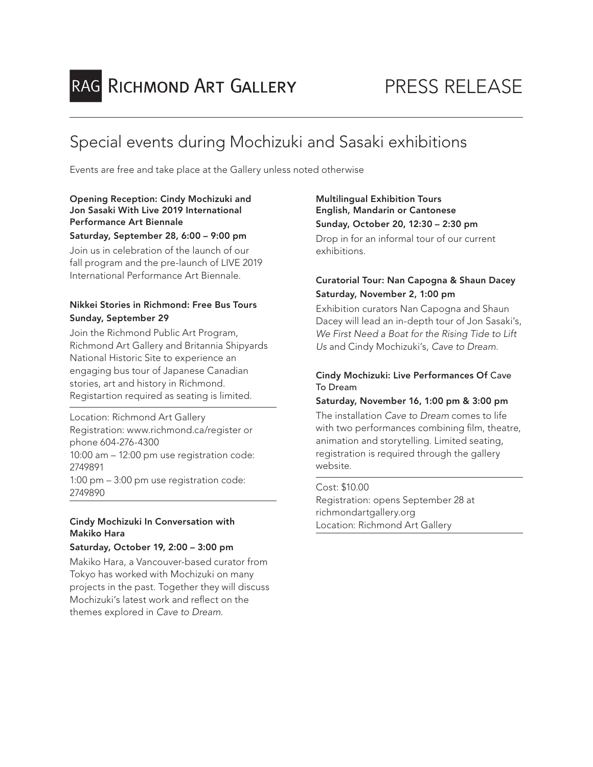RAG RICHMOND ART GALLERY

PRESS RELEASE

# Special events during Mochizuki and Sasaki exhibitions

Events are free and take place at the Gallery unless noted otherwise

### Opening Reception: Cindy Mochizuki and Jon Sasaki With Live 2019 International Performance Art Biennale

**Saturday, September 28, 6:00 – 9:00 pm**

Join us in celebration of the launch of our fall program and the pre-launch of LIVE 2019 International Performance Art Biennale.

### Nikkei Stories in Richmond: Free Bus Tours

**Sunday, September 29**

Join the Richmond Public Art Program, Richmond Art Gallery and Britannia Shipyards National Historic Site to experience an engaging bus tour of Japanese Canadian stories, art and history in Richmond. Registartion required as seating is limited.

Location: Richmond Art Gallery
Registration: www.richmond.ca/register or phone 604-276-4300
10:00 am – 12:00 pm use registration code: 2749891
1:00 pm – 3:00 pm use registration code: 2749890

### Cindy Mochizuki In Conversation with Makiko Hara

**Saturday, October 19, 2:00 – 3:00 pm**

Makiko Hara, a Vancouver-based curator from Tokyo has worked with Mochizuki on many projects in the past. Together they will discuss Mochizuki's latest work and reflect on the themes explored in *Cave to Dream*.

### Multilingual Exhibition Tours English, Mandarin or Cantonese

**Sunday, October 20, 12:30 – 2:30 pm**

Drop in for an informal tour of our current exhibitions.

### Curatorial Tour: Nan Capogna & Shaun Dacey

**Saturday, November 2, 1:00 pm**

Exhibition curators Nan Capogna and Shaun Dacey will lead an in-depth tour of Jon Sasaki's, *We First Need a Boat for the Rising Tide to Lift Us* and Cindy Mochizuki's, *Cave to Dream*.

### Cindy Mochizuki: Live Performances Of Cave To Dream

**Saturday, November 16, 1:00 pm & 3:00 pm**

The installation *Cave to Dream* comes to life with two performances combining film, theatre, animation and storytelling. Limited seating, registration is required through the gallery website.

Cost: $10.00
Registration: opens September 28 at richmondartgallery.org
Location: Richmond Art Gallery